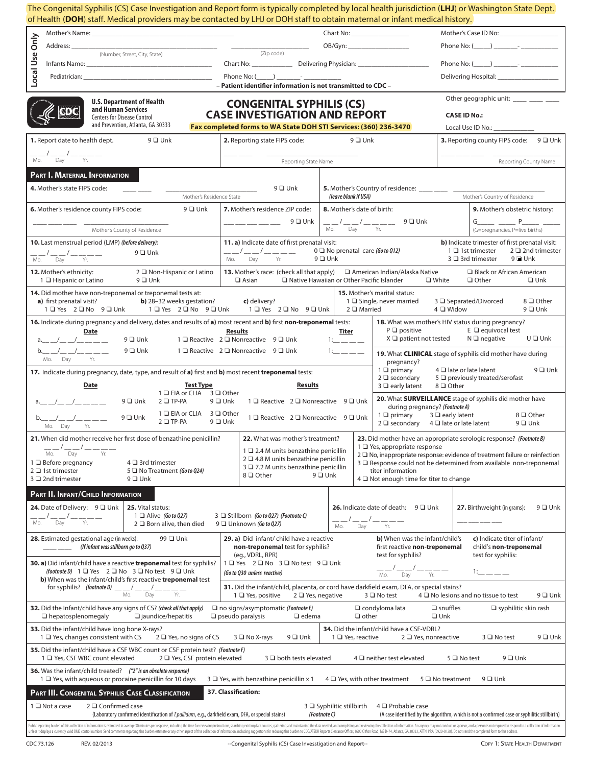The Congenital Syphilis (CS) Case Investigation and Report form is typically completed by local health jurisdiction (**LHJ**) or Washington State Dept. of Health (**DOH**) staff. Medical providers may be contacted by LHJ or DOH staff to obtain maternal or infant medical history.

**Local Use Only**

Mother's Name: ______________________ Chart No: ____________ Mother's Case ID No: ____________

Address: ______________________ (Number, Street, City, State) ____________ (Zip code) OB/Gyn: ____________ Phone No: (____) _______-__________

Infants Name: ______________________ Chart No: ____________ Delivering Physician: ____________ Phone No: (____) _______-__________

Pediatrician: ______________________ Phone No: (____) _______-__________ Delivering Hospital: ____________

– Patient identifier information is not transmitted to CDC –

U.S. Department of Health and Human Services
Centers for Disease Control and Prevention, Atlanta, GA 30333

# CONGENITAL SYPHILIS (CS) CASE INVESTIGATION AND REPORT

**Fax completed forms to WA State DOH STI Services: (360) 236-3470**

Other geographic unit: ____ ____ ____

**CASE ID No.:**

Local Use ID No.: ____________

**1.** Report date to health dept. 9 ❑ Unk
__ __/__ __/__ __ __ __ (Mo. Day Yr.)

**2.** Reporting state FIPS code: 9 ❑ Unk
___ ___ ____________ Reporting State Name

**3.** Reporting county FIPS code: 9 ❑ Unk
___ ___ ___ ____________ Reporting County Name

## Part I. Maternal Information

**4.** Mother's state FIPS code: ___ ___ ____________ Mother's Residence State 9 ❑ Unk

**5.** Mother's Country of residence: ___ ___ ____________ *(leave blank if USA)* Mother's Country of Residence

**6.** Mother's residence county FIPS code: 9 ❑ Unk
___ ___ ___ ____________ Mother's County of Residence

**7.** Mother's residence ZIP code: ___ ___ ___ ___ ___ 9 ❑ Unk

**8.** Mother's date of birth: __ __/__ __/__ __ __ __ (Mo. Day Yr.) 9 ❑ Unk

**9.** Mother's obstetric history: G_____ _____ P_____ _____ (G=pregnancies, P=live births)

**10.** Last menstrual period (LMP) *(before delivery)*: __ __/__ __/__ __ __ __ (Mo. Day Yr.) 9 ❑ Unk

**11. a)** Indicate date of first prenatal visit: __ __/__ __/__ __ __ __ (Mo. Day Yr.) 0 ❑ No prenatal care *(Go to Q12)* 9 ❑ Unk

**b)** Indicate trimester of first prenatal visit: 1 ❑ 1st trimester 2 ❑ 2nd trimester 3 ❑ 3rd trimester 9 ■ Unk

**12.** Mother's ethnicity: 1 ❑ Hispanic or Latino 2 ❑ Non-Hispanic or Latino 9 ❑ Unk

**13.** Mother's race: (check all that apply) ❑ American Indian/Alaska Native ❑ Asian ❑ Native Hawaiian or Other Pacific Islander ❑ White ❑ Black or African American ❑ Other ❑ Unk

**14.** Did mother have non-treponemal or treponemal tests at:
**a)** first prenatal visit? 1 ❑ Yes 2 ❑ No 9 ❑ Unk
**b)** 28–32 weeks gestation? 1 ❑ Yes 2 ❑ No 9 ❑ Unk
**c)** delivery? 1 ❑ Yes 2 ❑ No 9 ❑ Unk

**15.** Mother's marital status: 1 ❑ Single, never married 2 ❑ Married 3 ❑ Separated/Divorced 4 ❑ Widow 8 ❑ Other 9 ❑ Unk

**16.** Indicate during pregnancy and delivery, dates and results of **a)** most recent and **b)** first **non-treponemal** tests:

| | Date | | Results | Titer |
|---|---|---|---|---|
| a. | __ __/__ __/__ __ __ __ | 9 ❑ Unk | 1 ❑ Reactive 2 ❑ Nonreactive 9 ❑ Unk | 1:__ __ __ |
| b. | __ __/__ __/__ __ __ __ (Mo. Day Yr.) | 9 ❑ Unk | 1 ❑ Reactive 2 ❑ Nonreactive 9 ❑ Unk | 1:__ __ __ |

**17.** Indicate during pregnancy, date, type, and result of **a)** first and **b)** most recent **treponemal** tests:

| | Date | | Test Type | Results |
|---|---|---|---|---|
| a. | __ __/__ __/__ __ __ __ | 9 ❑ Unk | 1 ❑ EIA or CLIA 2 ❑ TP-PA 3 ❑ Other 9 ❑ Unk | 1 ❑ Reactive 2 ❑ Nonreactive 9 ❑ Unk |
| b. | __ __/__ __/__ __ __ __ (Mo. Day Yr.) | 9 ❑ Unk | 1 ❑ EIA or CLIA 2 ❑ TP-PA 3 ❑ Other 9 ❑ Unk | 1 ❑ Reactive 2 ❑ Nonreactive 9 ❑ Unk |

**18.** What was mother's HIV status during pregnancy? P ❑ positive E ❑ equivocal test X ❑ patient not tested N ❑ negative U ❑ Unk

**19.** What **CLINICAL** stage of syphilis did mother have during pregnancy? 1 ❑ primary 2 ❑ secondary 3 ❑ early latent 4 ❑ late or late latent 5 ❑ previously treated/serofast 8 ❑ Other 9 ❑ Unk

**20.** What **SURVEILLANCE** stage of syphilis did mother have during pregnancy? *(Footnote A)* 1 ❑ primary 2 ❑ secondary 3 ❑ early latent 4 ❑ late or late latent 8 ❑ Other 9 ❑ Unk

**21.** When did mother receive her first dose of benzathine penicillin? __ __/__ __/__ __ __ __ (Mo. Day Yr.)
1 ❑ Before pregnancy 2 ❑ 1st trimester 3 ❑ 2nd trimester 4 ❑ 3rd trimester 5 ❑ No Treatment *(Go to Q24)* 9 ❑ Unk

**22.** What was mother's treatment? 1 ❑ 2.4 M units benzathine penicillin 2 ❑ 4.8 M units benzathine penicillin 3 ❑ 7.2 M units benzathine penicillin 8 ❑ Other 9 ❑ Unk

**23.** Did mother have an appropriate serologic response? *(Footnote B)*
1 ❑ Yes, appropriate response
2 ❑ No, inappropriate response: evidence of treatment failure or reinfection
3 ❑ Response could not be determined from available non-treponemal titer information
4 ❑ Not enough time for titer to change

## Part II. Infant/Child Information

**24.** Date of Delivery: 9 ❑ Unk __ __/__ __/__ __ __ __ (Mo. Day Yr.)

**25.** Vital status: 1 ❑ Alive *(Go to Q27)* 2 ❑ Born alive, then died 3 ❑ Stillborn *(Go to Q27) (Footnote C)* 9 ❑ Unknown *(Go to Q27)*

**26.** Indicate date of death: 9 ❑ Unk __ __/__ __/__ __ __ __ (Mo. Day Yr.)

**27.** Birthweight (in grams): 9 ❑ Unk ___ ___ ___ ___

**28.** Estimated gestational age (in weeks): ___ ___ 99 ❑ Unk *(If infant was stillborn go to Q37)*

**29. a)** Did infant/ child have a reactive **non-treponemal** test for syphilis? (eg., VDRL, RPR) 1 ❑ Yes 2 ❑ No 3 ❑ No test 9 ❑ Unk *(Go to Q30 unless reactive)*
**b)** When was the infant/child's first reactive **non-treponemal** test for syphilis? __ __/__ __/__ __ __ __ (Mo. Day Yr.)
**c)** Indicate titer of infant/ child's **non-treponemal** test for syphilis: 1:__ __ __

**30. a)** Did infant/child have a reactive **treponemal** test for syphilis? *(footnote D)* 1 ❑ Yes 2 ❑ No 3 ❑ No test 9 ❑ Unk
**b)** When was the infant/child's first reactive **treponemal** test for syphilis? *(footnote D)* __ __/__ __/__ __ __ __ (Mo. Day Yr.)

**31.** Did the infant/child, placenta, or cord have darkfield exam, DFA, or special stains? 1 ❑ Yes, positive 2 ❑ Yes, negative 3 ❑ No test 4 ❑ No lesions and no tissue to test 9 ❑ Unk

**32.** Did the Infant/child have any signs of CS? *(check all that apply)* ❑ no signs/asymptomatic *(Footnote E)* ❑ condyloma lata ❑ snuffles ❑ syphilitic skin rash ❑ hepatosplenomegaly ❑ jaundice/hepatitis ❑ pseudo paralysis ❑ edema ❑ other ❑ Unk

**33.** Did the infant/child have long bone X-rays? 1 ❑ Yes, changes consistent with CS 2 ❑ Yes, no signs of CS 3 ❑ No X-rays 9 ❑ Unk

**34.** Did the infant/child have a CSF-VDRL? 1 ❑ Yes, reactive 2 ❑ Yes, nonreactive 3 ❑ No test 9 ❑ Unk

**35.** Did the infant/child have a CSF WBC count or CSF protein test? *(Footnote F)* 1 ❑ Yes, CSF WBC count elevated 2 ❑ Yes, CSF protein elevated 3 ❑ both tests elevated 4 ❑ neither test elevated 5 ❑ No test 9 ❑ Unk

**36.** Was the infant/child treated? *("2" is an obsolete response)* 1 ❑ Yes, with aqueous or procaine penicillin for 10 days 3 ❑ Yes, with benzathine penicillin x 1 4 ❑ Yes, with other treatment 5 ❑ No treatment 9 ❑ Unk

## Part III. Congenital Syphilis Case Classification

**37. Classification:**
1 ❑ Not a case
2 ❑ Confirmed case (Laboratory confirmed identification of *T.pallidum*, e.g., darkfield exam, DFA, or special stains)
3 ❑ Syphilitic stillbirth *(Footnote C)*
4 ❑ Probable case (A case identified by the algorithm, which is not a confirmed case or syphilitic stillbirth)

Public reporting burden of this collection of information is estimated to average 30 minutes per response, including the time for reviewing instructions, searching existing data sources, gathering and maintaining the data needed, and completing and reviewing the collection of information. An agency may not conduct or sponsor, and a person is not required to respond to a collection of information unless it displays a currently valid OMB control number. Send comments regarding this burden estimate or any other aspect of this collection of information, including suggestions for reducing this burden to CDC/ATSDR Reports Clearance Officer; 1600 Clifton Road, MS D-74, Atlanta, GA 30333, ATTN: PRA (0920-0128). Do not send the completed form to this address.

CDC 73.126 REV. 02/2013 --Congenital Syphilis (CS) Case Investigation and Report-- Copy 1: State Health Department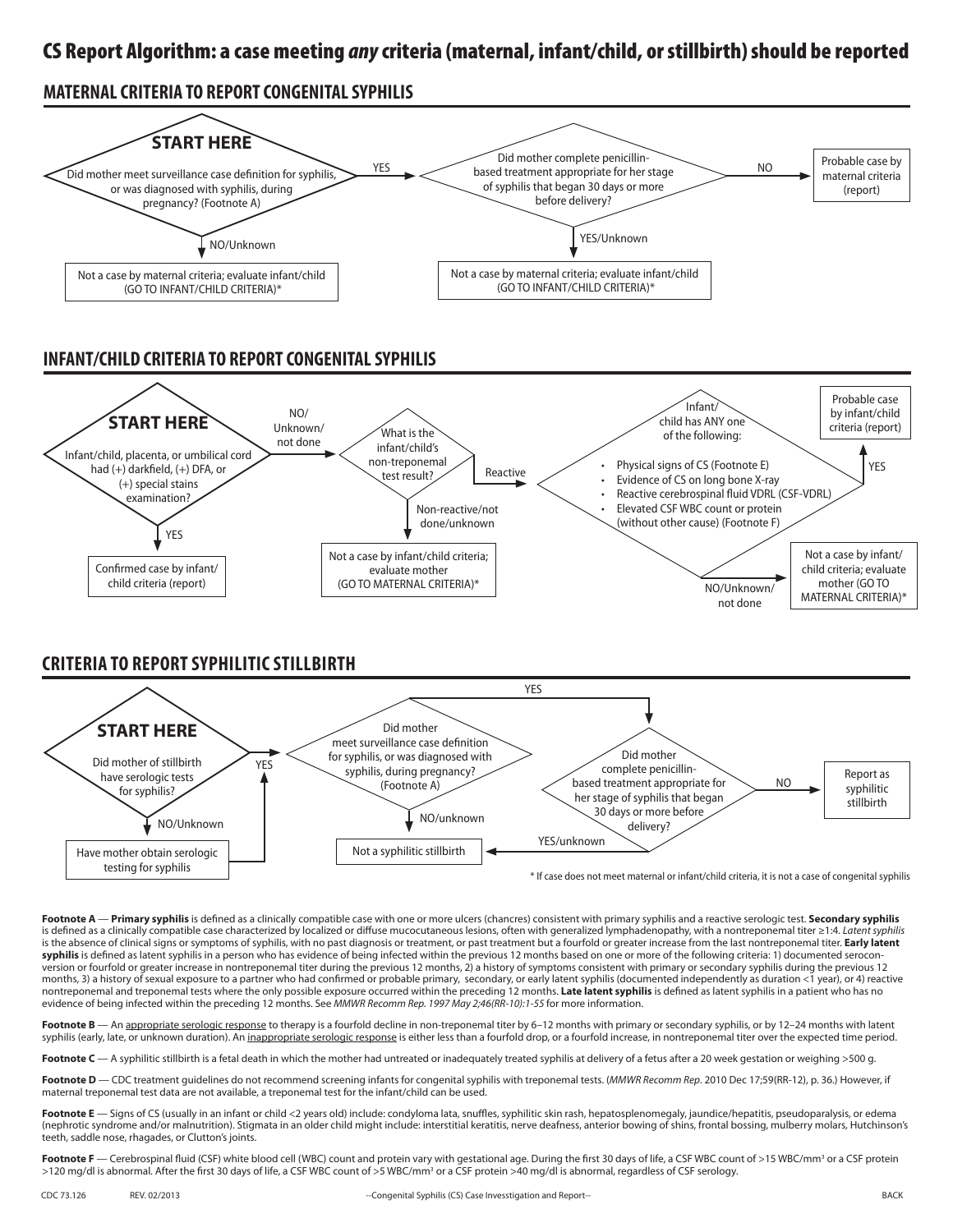# CS Report Algorithm: a case meeting *any* criteria (maternal, infant/child, or stillbirth) should be reported

## MATERNAL CRITERIA TO REPORT CONGENITAL SYPHILIS

**START HERE**

Did mother meet surveillance case definition for syphilis, or was diagnosed with syphilis, during pregnancy? (Footnote A)

YES

Did mother complete penicillin-based treatment appropriate for her stage of syphilis that began 30 days or more before delivery?

NO

Probable case by maternal criteria (report)

YES/Unknown

Not a case by maternal criteria; evaluate infant/child (GO TO INFANT/CHILD CRITERIA)*

NO/Unknown

Not a case by maternal criteria; evaluate infant/child (GO TO INFANT/CHILD CRITERIA)*

## INFANT/CHILD CRITERIA TO REPORT CONGENITAL SYPHILIS

**START HERE**

Infant/child, placenta, or umbilical cord had (+) darkfield, (+) DFA, or (+) special stains examination?

YES

Confirmed case by infant/child criteria (report)

NO/Unknown/not done

What is the infant/child's non-treponemal test result?

Non-reactive/not done/unknown

Not a case by infant/child criteria; evaluate mother (GO TO MATERNAL CRITERIA)*

Reactive

Infant/child has ANY one of the following:

- Physical signs of CS (Footnote E)
- Evidence of CS on long bone X-ray
- Reactive cerebrospinal fluid VDRL (CSF-VDRL)
- Elevated CSF WBC count or protein (without other cause) (Footnote F)

YES

Probable case by infant/child criteria (report)

NO/Unknown/not done

Not a case by infant/child criteria; evaluate mother (GO TO MATERNAL CRITERIA)*

## CRITERIA TO REPORT SYPHILITIC STILLBIRTH

**START HERE**

Did mother of stillbirth have serologic tests for syphilis?

NO/Unknown

Have mother obtain serologic testing for syphilis

YES

Did mother meet surveillance case definition for syphilis, or was diagnosed with syphilis, during pregnancy? (Footnote A)

NO/unknown

Not a syphilitic stillbirth

YES

Did mother complete penicillin-based treatment appropriate for her stage of syphilis that began 30 days or more before delivery?

YES/unknown

Not a syphilitic stillbirth

NO

Report as syphilitic stillbirth

\* If case does not meet maternal or infant/child criteria, it is not a case of congenital syphilis

**Footnote A** — **Primary syphilis** is defined as a clinically compatible case with one or more ulcers (chancres) consistent with primary syphilis and a reactive serologic test. **Secondary syphilis** is defined as a clinically compatible case characterized by localized or diffuse mucocutaneous lesions, often with generalized lymphadenopathy, with a nontreponemal titer ≥1:4. *Latent syphilis* is the absence of clinical signs or symptoms of syphilis, with no past diagnosis or treatment, or past treatment but a fourfold or greater increase from the last nontreponemal titer. **Early latent syphilis** is defined as latent syphilis in a person who has evidence of being infected within the previous 12 months based on one or more of the following criteria: 1) documented seroconversion or fourfold or greater increase in nontreponemal titer during the previous 12 months, 2) a history of symptoms consistent with primary or secondary syphilis during the previous 12 months, 3) a history of sexual exposure to a partner who had confirmed or probable primary, secondary, or early latent syphilis (documented independently as duration <1 year), or 4) reactive nontreponemal and treponemal tests where the only possible exposure occurred within the preceding 12 months. **Late latent syphilis** is defined as latent syphilis in a patient who has no evidence of being infected within the preceding 12 months. See *MMWR Recomm Rep. 1997 May 2;46(RR-10):1-55* for more information.

**Footnote B** — An appropriate serologic response to therapy is a fourfold decline in non-treponemal titer by 6–12 months with primary or secondary syphilis, or by 12–24 months with latent syphilis (early, late, or unknown duration). An inappropriate serologic response is either less than a fourfold drop, or a fourfold increase, in nontreponemal titer over the expected time period.

**Footnote C** — A syphilitic stillbirth is a fetal death in which the mother had untreated or inadequately treated syphilis at delivery of a fetus after a 20 week gestation or weighing >500 g.

**Footnote D** — CDC treatment guidelines do not recommend screening infants for congenital syphilis with treponemal tests. (*MMWR Recomm Rep*. 2010 Dec 17;59(RR-12), p. 36.) However, if maternal treponemal test data are not available, a treponemal test for the infant/child can be used.

**Footnote E** — Signs of CS (usually in an infant or child <2 years old) include: condyloma lata, snuffles, syphilitic skin rash, hepatosplenomegaly, jaundice/hepatitis, pseudoparalysis, or edema (nephrotic syndrome and/or malnutrition). Stigmata in an older child might include: interstitial keratitis, nerve deafness, anterior bowing of shins, frontal bossing, mulberry molars, Hutchinson's teeth, saddle nose, rhagades, or Clutton's joints.

**Footnote F** — Cerebrospinal fluid (CSF) white blood cell (WBC) count and protein vary with gestational age. During the first 30 days of life, a CSF WBC count of >15 WBC/mm³ or a CSF protein >120 mg/dl is abnormal. After the first 30 days of life, a CSF WBC count of >5 WBC/mm³ or a CSF protein >40 mg/dl is abnormal, regardless of CSF serology.

CDC 73.126 REV. 02/2013 --Congenital Syphilis (CS) Case Invesstigation and Report-- BACK